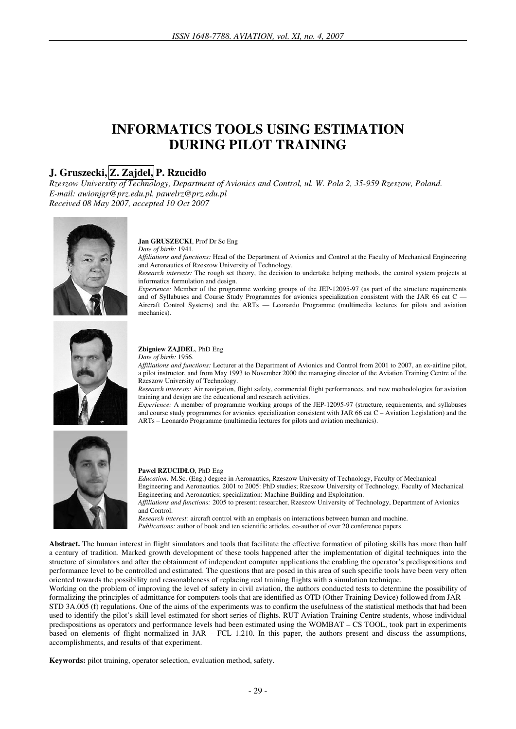# INFORMATICS TOOLS USING ESTIMATION DURING PILOT TRAINING

## J. Gruszecki, Z. Zajdel, P. Rzucidło

*Rzeszow University of Technology, Department of Avionics and Control, ul. W. Pola 2, 35-959 Rzeszow, Poland.*
*E-mail: awionjgr@prz.edu.pl, pawelrz@prz.edu.pl*
*Received 08 May 2007, accepted 10 Oct 2007*

**Jan GRUSZECKI**, Prof Dr Sc Eng
*Date of birth:* 1941.
*Affiliations and functions:* Head of the Department of Avionics and Control at the Faculty of Mechanical Engineering and Aeronautics of Rzeszow University of Technology.
*Research interests:* The rough set theory, the decision to undertake helping methods, the control system projects at informatics formulation and design.
*Experience:* Member of the programme working groups of the JEP-12095-97 (as part of the structure requirements and of Syllabuses and Course Study Programmes for avionics specialization consistent with the JAR 66 cat C — Aircraft Control Systems) and the ARTs — Leonardo Programme (multimedia lectures for pilots and aviation mechanics).

**Zbigniew ZAJDEL**, PhD Eng
*Date of birth:* 1956.
*Affiliations and functions:* Lecturer at the Department of Avionics and Control from 2001 to 2007, an ex-airline pilot, a pilot instructor, and from May 1993 to November 2000 the managing director of the Aviation Training Centre of the Rzeszow University of Technology.
*Research interests:* Air navigation, flight safety, commercial flight performances, and new methodologies for aviation training and design are the educational and research activities.
*Experience:* A member of programme working groups of the JEP-12095-97 (structure, requirements, and syllabuses and course study programmes for avionics specialization consistent with JAR 66 cat C – Aviation Legislation) and the ARTs – Leonardo Programme (multimedia lectures for pilots and aviation mechanics).

**Pawel RZUCIDŁO**, PhD Eng
*Education:* M.Sc. (Eng.) degree in Aeronautics, Rzeszow University of Technology, Faculty of Mechanical Engineering and Aeronautics. 2001 to 2005: PhD studies; Rzeszow University of Technology, Faculty of Mechanical Engineering and Aeronautics; specialization: Machine Building and Exploitation.
*Affiliations and functions:* 2005 to present: researcher, Rzeszow University of Technology, Department of Avionics and Control.
*Research interest:* aircraft control with an emphasis on interactions between human and machine.
*Publications:* author of book and ten scientific articles, co-author of over 20 conference papers.

**Abstract.** The human interest in flight simulators and tools that facilitate the effective formation of piloting skills has more than half a century of tradition. Marked growth development of these tools happened after the implementation of digital techniques into the structure of simulators and after the obtainment of independent computer applications the enabling the operator's predispositions and performance level to be controlled and estimated. The questions that are posed in this area of such specific tools have been very often oriented towards the possibility and reasonableness of replacing real training flights with a simulation technique.
Working on the problem of improving the level of safety in civil aviation, the authors conducted tests to determine the possibility of formalizing the principles of admittance for computers tools that are identified as OTD (Other Training Device) followed from JAR – STD 3A.005 (f) regulations. One of the aims of the experiments was to confirm the usefulness of the statistical methods that had been used to identify the pilot's skill level estimated for short series of flights. RUT Aviation Training Centre students, whose individual predispositions as operator*s* and performance levels had been estimated using the WOMBAT – CS TOOL, took part in experiments based on elements of flight normalized in JAR – FCL 1.210. In this paper, the authors present and discuss the assumptions, accomplishments, and results of that experiment.

**Keywords:** pilot training, operator selection, evaluation method, safety.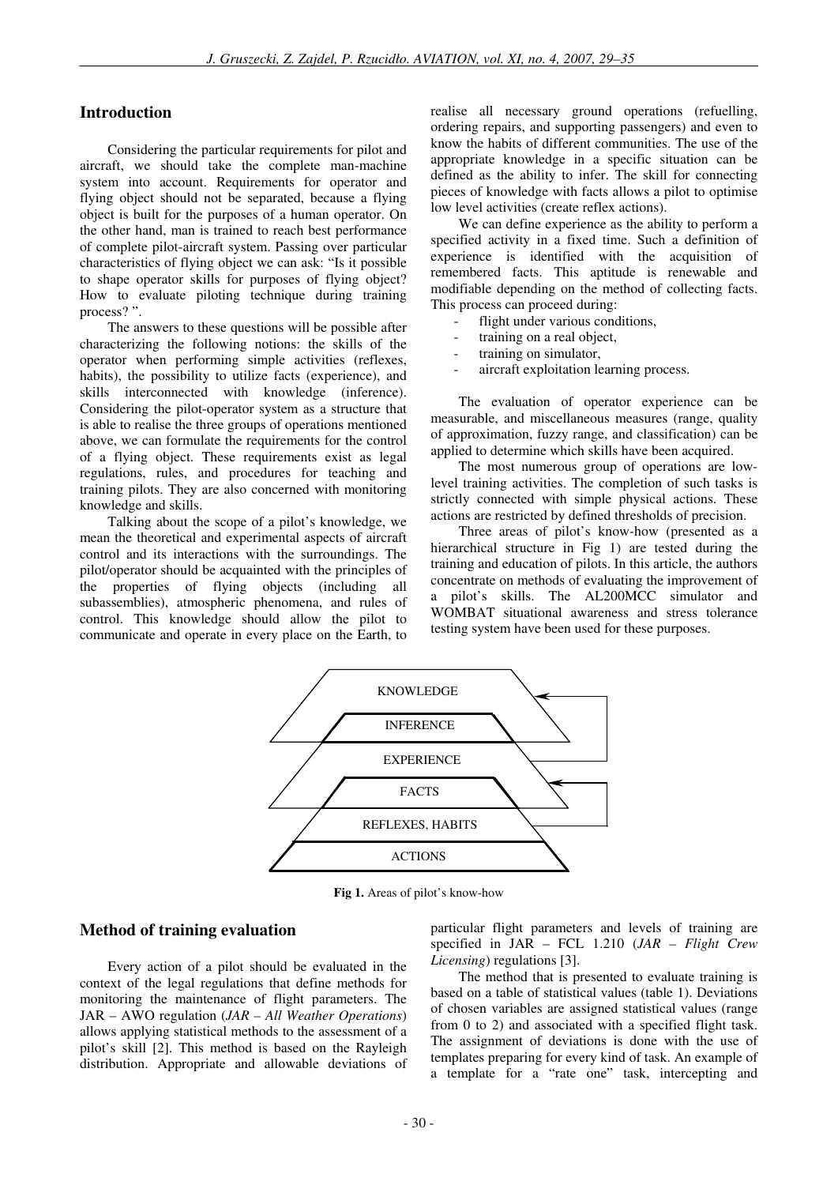## Introduction

Considering the particular requirements for pilot and aircraft, we should take the complete man-machine system into account. Requirements for operator and flying object should not be separated, because a flying object is built for the purposes of a human operator. On the other hand, man is trained to reach best performance of complete pilot-aircraft system. Passing over particular characteristics of flying object we can ask: "Is it possible to shape operator skills for purposes of flying object? How to evaluate piloting technique during training process? ".

The answers to these questions will be possible after characterizing the following notions: the skills of the operator when performing simple activities (reflexes, habits), the possibility to utilize facts (experience), and skills interconnected with knowledge (inference). Considering the pilot-operator system as a structure that is able to realise the three groups of operations mentioned above, we can formulate the requirements for the control of a flying object. These requirements exist as legal regulations, rules, and procedures for teaching and training pilots. They are also concerned with monitoring knowledge and skills.

Talking about the scope of a pilot's knowledge, we mean the theoretical and experimental aspects of aircraft control and its interactions with the surroundings. The pilot/operator should be acquainted with the principles of the properties of flying objects (including all subassemblies), atmospheric phenomena, and rules of control. This knowledge should allow the pilot to communicate and operate in every place on the Earth, to realise all necessary ground operations (refuelling, ordering repairs, and supporting passengers) and even to know the habits of different communities. The use of the appropriate knowledge in a specific situation can be defined as the ability to infer. The skill for connecting pieces of knowledge with facts allows a pilot to optimise low level activities (create reflex actions).

We can define experience as the ability to perform a specified activity in a fixed time. Such a definition of experience is identified with the acquisition of remembered facts. This aptitude is renewable and modifiable depending on the method of collecting facts. This process can proceed during:

- flight under various conditions,
- training on a real object,
- training on simulator,
- aircraft exploitation learning process.

The evaluation of operator experience can be measurable, and miscellaneous measures (range, quality of approximation, fuzzy range, and classification) can be applied to determine which skills have been acquired.

The most numerous group of operations are low-level training activities. The completion of such tasks is strictly connected with simple physical actions. These actions are restricted by defined thresholds of precision.

Three areas of pilot's know-how (presented as a hierarchical structure in Fig 1) are tested during the training and education of pilots. In this article, the authors concentrate on methods of evaluating the improvement of a pilot's skills. The AL200MCC simulator and WOMBAT situational awareness and stress tolerance testing system have been used for these purposes.

KNOWLEDGE
INFERENCE
EXPERIENCE
FACTS
REFLEXES, HABITS
ACTIONS

**Fig 1.** Areas of pilot's know-how

## Method of training evaluation

Every action of a pilot should be evaluated in the context of the legal regulations that define methods for monitoring the maintenance of flight parameters. The JAR – AWO regulation (*JAR – All Weather Operations*) allows applying statistical methods to the assessment of a pilot's skill [2]. This method is based on the Rayleigh distribution. Appropriate and allowable deviations of particular flight parameters and levels of training are specified in JAR – FCL 1.210 (*JAR – Flight Crew Licensing*) regulations [3].

The method that is presented to evaluate training is based on a table of statistical values (table 1). Deviations of chosen variables are assigned statistical values (range from 0 to 2) and associated with a specified flight task. The assignment of deviations is done with the use of templates preparing for every kind of task. An example of a template for a "rate one" task, intercepting and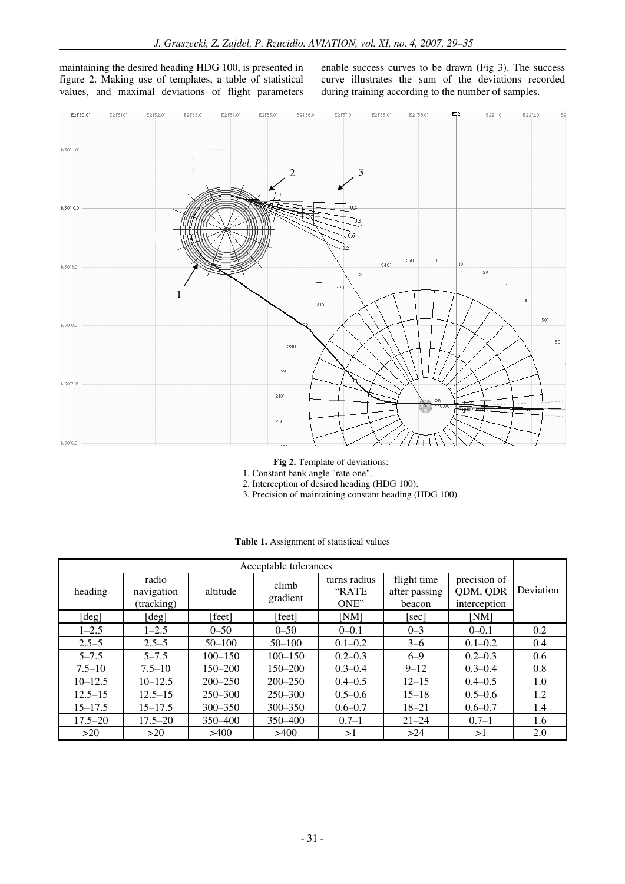maintaining the desired heading HDG 100, is presented in figure 2. Making use of templates, a table of statistical values, and maximal deviations of flight parameters enable success curves to be drawn (Fig 3). The success curve illustrates the sum of the deviations recorded during training according to the number of samples.

**Fig 2.** Template of deviations:
1. Constant bank angle "rate one".
2. Interception of desired heading (HDG 100).
3. Precision of maintaining constant heading (HDG 100)

**Table 1.** Assignment of statistical values

| Acceptable tolerances | | | | | | | Deviation |
|---|---|---|---|---|---|---|---|
| heading | radio navigation (tracking) | altitude | climb gradient | turns radius "RATE ONE" | flight time after passing beacon | precision of QDM, QDR interception | |
| [deg] | [deg] | [feet] | [feet] | [NM] | [sec] | [NM] | |
| 1–2.5 | 1–2.5 | 0–50 | 0–50 | 0–0.1 | 0–3 | 0–0.1 | 0.2 |
| 2.5–5 | 2.5–5 | 50–100 | 50–100 | 0.1–0.2 | 3–6 | 0.1–0.2 | 0.4 |
| 5–7.5 | 5–7.5 | 100–150 | 100–150 | 0.2–0.3 | 6–9 | 0.2–0.3 | 0.6 |
| 7.5–10 | 7.5–10 | 150–200 | 150–200 | 0.3–0.4 | 9–12 | 0.3–0.4 | 0.8 |
| 10–12.5 | 10–12.5 | 200–250 | 200–250 | 0.4–0.5 | 12–15 | 0.4–0.5 | 1.0 |
| 12.5–15 | 12.5–15 | 250–300 | 250–300 | 0.5–0.6 | 15–18 | 0.5–0.6 | 1.2 |
| 15–17.5 | 15–17.5 | 300–350 | 300–350 | 0.6–0.7 | 18–21 | 0.6–0.7 | 1.4 |
| 17.5–20 | 17.5–20 | 350–400 | 350–400 | 0.7–1 | 21–24 | 0.7–1 | 1.6 |
| >20 | >20 | >400 | >400 | >1 | >24 | >1 | 2.0 |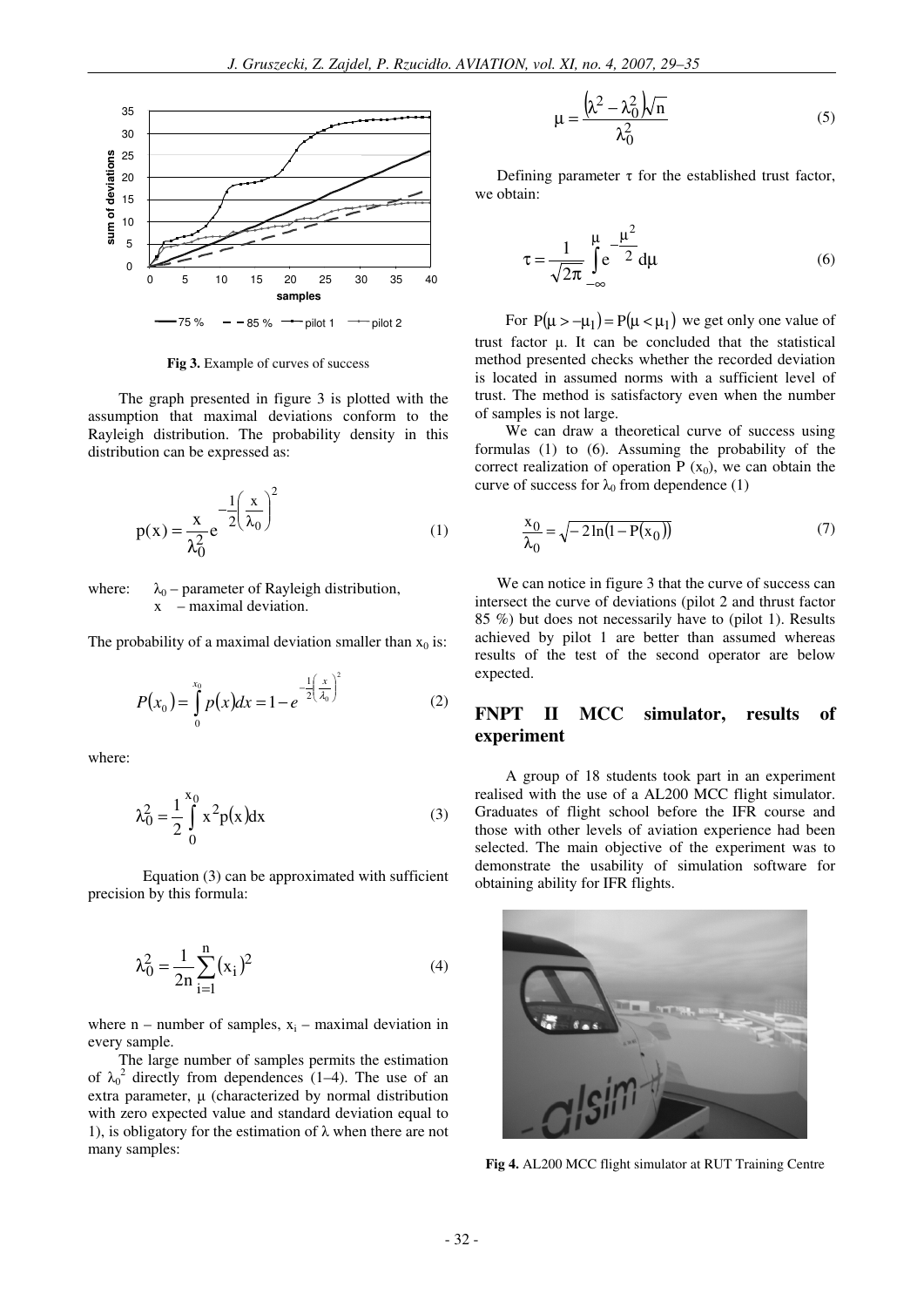Fig 3. Example of curves of success

The graph presented in figure 3 is plotted with the assumption that maximal deviations conform to the Rayleigh distribution. The probability density in this distribution can be expressed as:

$$p(x) = \frac{x}{\lambda_0^2} e^{-\frac{1}{2}\left(\frac{x}{\lambda_0}\right)^2} \tag{1}$$

where: $\lambda_0$ – parameter of Rayleigh distribution,
$x$ – maximal deviation.

The probability of a maximal deviation smaller than $x_0$ is:

$$P(x_0) = \int_0^{x_0} p(x)dx = 1 - e^{-\frac{1}{2}\left(\frac{x}{\lambda_0}\right)^2} \tag{2}$$

where:

$$\lambda_0^2 = \frac{1}{2}\int_0^{x_0} x^2 p(x)dx \tag{3}$$

Equation (3) can be approximated with sufficient precision by this formula:

$$\lambda_0^2 = \frac{1}{2n}\sum_{i=1}^{n}(x_i)^2 \tag{4}$$

where n – number of samples, $x_i$ – maximal deviation in every sample.

The large number of samples permits the estimation of $\lambda_0^2$ directly from dependences (1–4). The use of an extra parameter, $\mu$ (characterized by normal distribution with zero expected value and standard deviation equal to 1), is obligatory for the estimation of $\lambda$ when there are not many samples:

$$\mu = \frac{\left(\lambda^2 - \lambda_0^2\right)\sqrt{n}}{\lambda_0^2} \tag{5}$$

Defining parameter $\tau$ for the established trust factor, we obtain:

$$\tau = \frac{1}{\sqrt{2\pi}}\int_{-\infty}^{\mu} e^{-\frac{\mu^2}{2}} d\mu \tag{6}$$

For $P(\mu > -\mu_1) = P(\mu < \mu_1)$ we get only one value of trust factor $\mu$. It can be concluded that the statistical method presented checks whether the recorded deviation is located in assumed norms with a sufficient level of trust. The method is satisfactory even when the number of samples is not large.

We can draw a theoretical curve of success using formulas (1) to (6). Assuming the probability of the correct realization of operation P $(x_0)$, we can obtain the curve of success for $\lambda_0$ from dependence (1)

$$\frac{x_0}{\lambda_0} = \sqrt{-2\ln(1 - P(x_0))} \tag{7}$$

We can notice in figure 3 that the curve of success can intersect the curve of deviations (pilot 2 and thrust factor 85 %) but does not necessarily have to (pilot 1). Results achieved by pilot 1 are better than assumed whereas results of the test of the second operator are below expected.

## FNPT II MCC simulator, results of experiment

A group of 18 students took part in an experiment realised with the use of a AL200 MCC flight simulator. Graduates of flight school before the IFR course and those with other levels of aviation experience had been selected. The main objective of the experiment was to demonstrate the usability of simulation software for obtaining ability for IFR flights.

Fig 4. AL200 MCC flight simulator at RUT Training Centre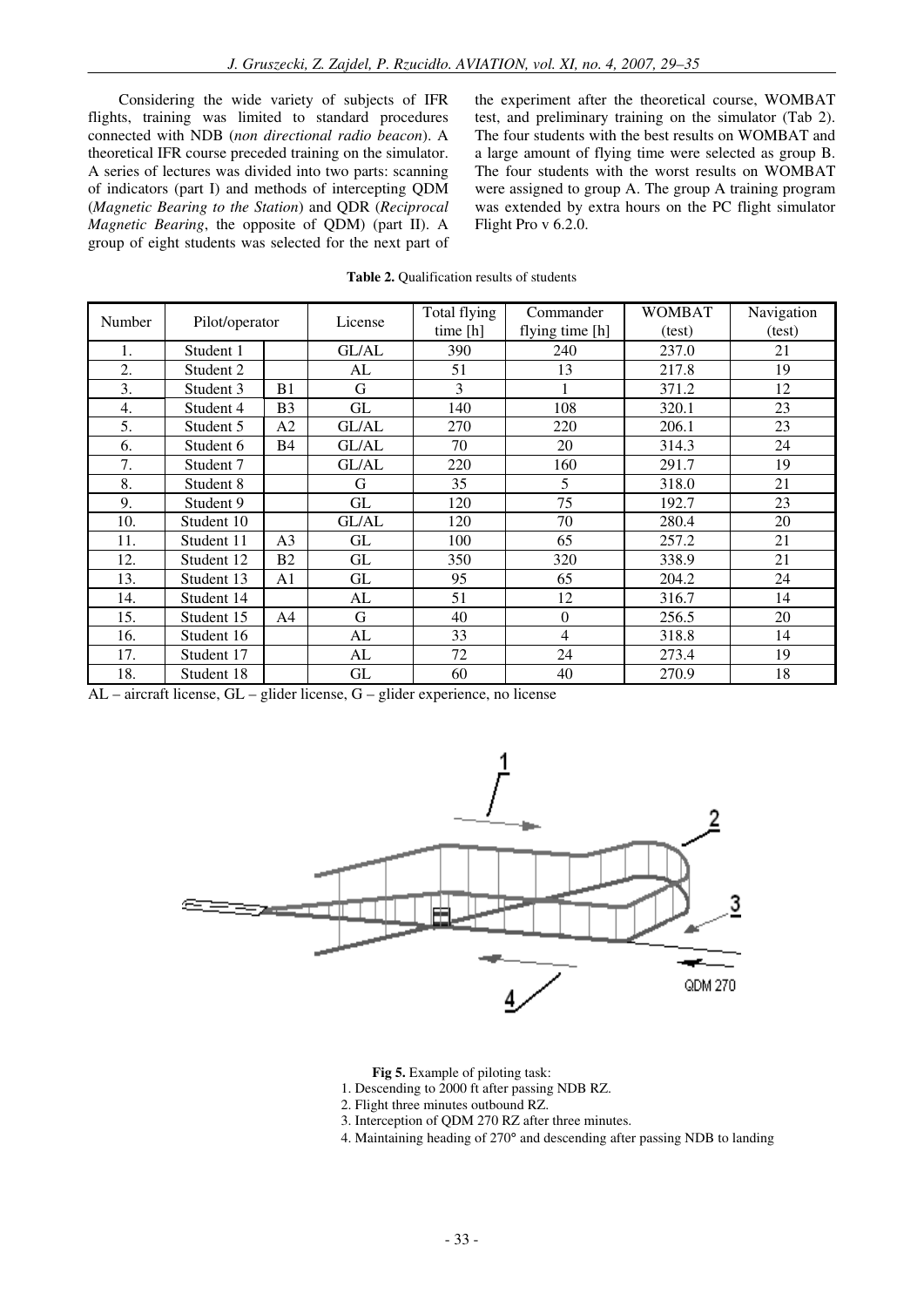Considering the wide variety of subjects of IFR flights, training was limited to standard procedures connected with NDB (*non directional radio beacon*). A theoretical IFR course preceded training on the simulator. A series of lectures was divided into two parts: scanning of indicators (part I) and methods of intercepting QDM (*Magnetic Bearing to the Station*) and QDR (*Reciprocal Magnetic Bearing*, the opposite of QDM) (part II). A group of eight students was selected for the next part of the experiment after the theoretical course, WOMBAT test, and preliminary training on the simulator (Tab 2). The four students with the best results on WOMBAT and a large amount of flying time were selected as group B. The four students with the worst results on WOMBAT were assigned to group A. The group A training program was extended by extra hours on the PC flight simulator Flight Pro v 6.2.0.

**Table 2.** Qualification results of students

| Number | Pilot/operator | | License | Total flying time [h] | Commander flying time [h] | WOMBAT (test) | Navigation (test) |
|---|---|---|---|---|---|---|---|
| 1. | Student 1 | | GL/AL | 390 | 240 | 237.0 | 21 |
| 2. | Student 2 | | AL | 51 | 13 | 217.8 | 19 |
| 3. | Student 3 | B1 | G | 3 | 1 | 371.2 | 12 |
| 4. | Student 4 | B3 | GL | 140 | 108 | 320.1 | 23 |
| 5. | Student 5 | A2 | GL/AL | 270 | 220 | 206.1 | 23 |
| 6. | Student 6 | B4 | GL/AL | 70 | 20 | 314.3 | 24 |
| 7. | Student 7 | | GL/AL | 220 | 160 | 291.7 | 19 |
| 8. | Student 8 | | G | 35 | 5 | 318.0 | 21 |
| 9. | Student 9 | | GL | 120 | 75 | 192.7 | 23 |
| 10. | Student 10 | | GL/AL | 120 | 70 | 280.4 | 20 |
| 11. | Student 11 | A3 | GL | 100 | 65 | 257.2 | 21 |
| 12. | Student 12 | B2 | GL | 350 | 320 | 338.9 | 21 |
| 13. | Student 13 | A1 | GL | 95 | 65 | 204.2 | 24 |
| 14. | Student 14 | | AL | 51 | 12 | 316.7 | 14 |
| 15. | Student 15 | A4 | G | 40 | 0 | 256.5 | 20 |
| 16. | Student 16 | | AL | 33 | 4 | 318.8 | 14 |
| 17. | Student 17 | | AL | 72 | 24 | 273.4 | 19 |
| 18. | Student 18 | | GL | 60 | 40 | 270.9 | 18 |

AL – aircraft license, GL – glider license, G – glider experience, no license

**Fig 5.** Example of piloting task:

1. Descending to 2000 ft after passing NDB RZ.
2. Flight three minutes outbound RZ.
3. Interception of QDM 270 RZ after three minutes.
4. Maintaining heading of 270° and descending after passing NDB to landing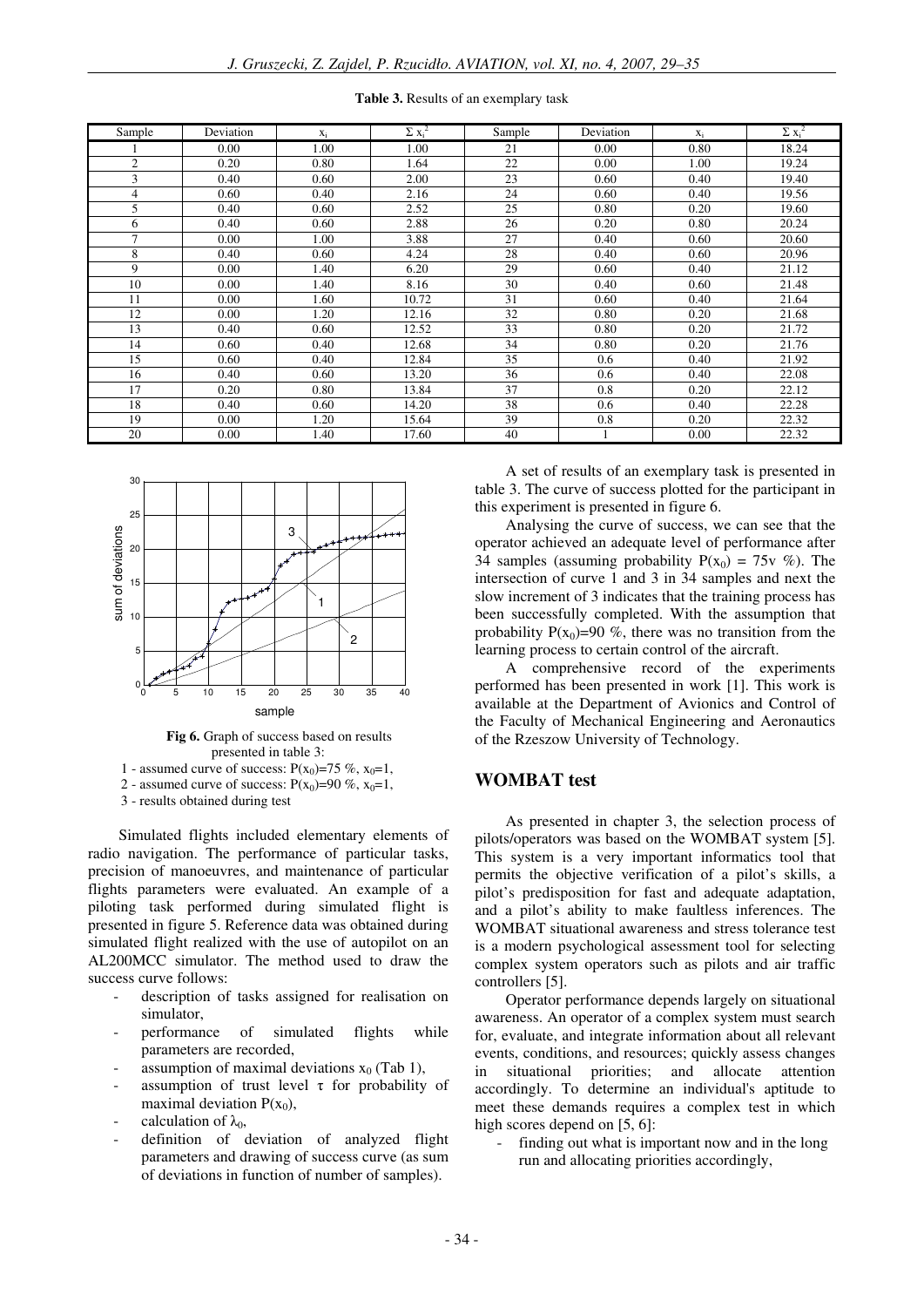**Table 3.** Results of an exemplary task

| Sample | Deviation | $x_i$ | $\Sigma x_i^2$ | Sample | Deviation | $x_i$ | $\Sigma x_i^2$ |
|---|---|---|---|---|---|---|---|
| 1 | 0.00 | 1.00 | 1.00 | 21 | 0.00 | 0.80 | 18.24 |
| 2 | 0.20 | 0.80 | 1.64 | 22 | 0.00 | 1.00 | 19.24 |
| 3 | 0.40 | 0.60 | 2.00 | 23 | 0.60 | 0.40 | 19.40 |
| 4 | 0.60 | 0.40 | 2.16 | 24 | 0.60 | 0.40 | 19.56 |
| 5 | 0.40 | 0.60 | 2.52 | 25 | 0.80 | 0.20 | 19.60 |
| 6 | 0.40 | 0.60 | 2.88 | 26 | 0.20 | 0.80 | 20.24 |
| 7 | 0.00 | 1.00 | 3.88 | 27 | 0.40 | 0.60 | 20.60 |
| 8 | 0.40 | 0.60 | 4.24 | 28 | 0.40 | 0.60 | 20.96 |
| 9 | 0.00 | 1.40 | 6.20 | 29 | 0.60 | 0.40 | 21.12 |
| 10 | 0.00 | 1.40 | 8.16 | 30 | 0.40 | 0.60 | 21.48 |
| 11 | 0.00 | 1.60 | 10.72 | 31 | 0.60 | 0.40 | 21.64 |
| 12 | 0.00 | 1.20 | 12.16 | 32 | 0.80 | 0.20 | 21.68 |
| 13 | 0.40 | 0.60 | 12.52 | 33 | 0.80 | 0.20 | 21.72 |
| 14 | 0.60 | 0.40 | 12.68 | 34 | 0.80 | 0.20 | 21.76 |
| 15 | 0.60 | 0.40 | 12.84 | 35 | 0.6 | 0.40 | 21.92 |
| 16 | 0.40 | 0.60 | 13.20 | 36 | 0.6 | 0.40 | 22.08 |
| 17 | 0.20 | 0.80 | 13.84 | 37 | 0.8 | 0.20 | 22.12 |
| 18 | 0.40 | 0.60 | 14.20 | 38 | 0.6 | 0.40 | 22.28 |
| 19 | 0.00 | 1.20 | 15.64 | 39 | 0.8 | 0.20 | 22.32 |
| 20 | 0.00 | 1.40 | 17.60 | 40 | 1 | 0.00 | 22.32 |

**Fig 6.** Graph of success based on results presented in table 3:
1 - assumed curve of success: $P(x_0)$=75 %, $x_0$=1,
2 - assumed curve of success: $P(x_0)$=90 %, $x_0$=1,
3 - results obtained during test

Simulated flights included elementary elements of radio navigation. The performance of particular tasks, precision of manoeuvres, and maintenance of particular flights parameters were evaluated. An example of a piloting task performed during simulated flight is presented in figure 5. Reference data was obtained during simulated flight realized with the use of autopilot on an AL200MCC simulator. The method used to draw the success curve follows:

- description of tasks assigned for realisation on simulator,
- performance of simulated flights while parameters are recorded,
- assumption of maximal deviations $x_0$ (Tab 1),
- assumption of trust level $\tau$ for probability of maximal deviation $P(x_0)$,
- calculation of $\lambda_0$,
- definition of deviation of analyzed flight parameters and drawing of success curve (as sum of deviations in function of number of samples).

A set of results of an exemplary task is presented in table 3. The curve of success plotted for the participant in this experiment is presented in figure 6.

Analysing the curve of success, we can see that the operator achieved an adequate level of performance after 34 samples (assuming probability $P(x_0)$ = 75v %). The intersection of curve 1 and 3 in 34 samples and next the slow increment of 3 indicates that the training process has been successfully completed. With the assumption that probability $P(x_0)$=90 %, there was no transition from the learning process to certain control of the aircraft.

A comprehensive record of the experiments performed has been presented in work [1]. This work is available at the Department of Avionics and Control of the Faculty of Mechanical Engineering and Aeronautics of the Rzeszow University of Technology.

## WOMBAT test

As presented in chapter 3, the selection process of pilots/operators was based on the WOMBAT system [5]. This system is a very important informatics tool that permits the objective verification of a pilot's skills, a pilot's predisposition for fast and adequate adaptation, and a pilot's ability to make faultless inferences. The WOMBAT situational awareness and stress tolerance test is a modern psychological assessment tool for selecting complex system operators such as pilots and air traffic controllers [5].

Operator performance depends largely on situational awareness. An operator of a complex system must search for, evaluate, and integrate information about all relevant events, conditions, and resources; quickly assess changes in situational priorities; and allocate attention accordingly. To determine an individual's aptitude to meet these demands requires a complex test in which high scores depend on [5, 6]:

- finding out what is important now and in the long run and allocating priorities accordingly,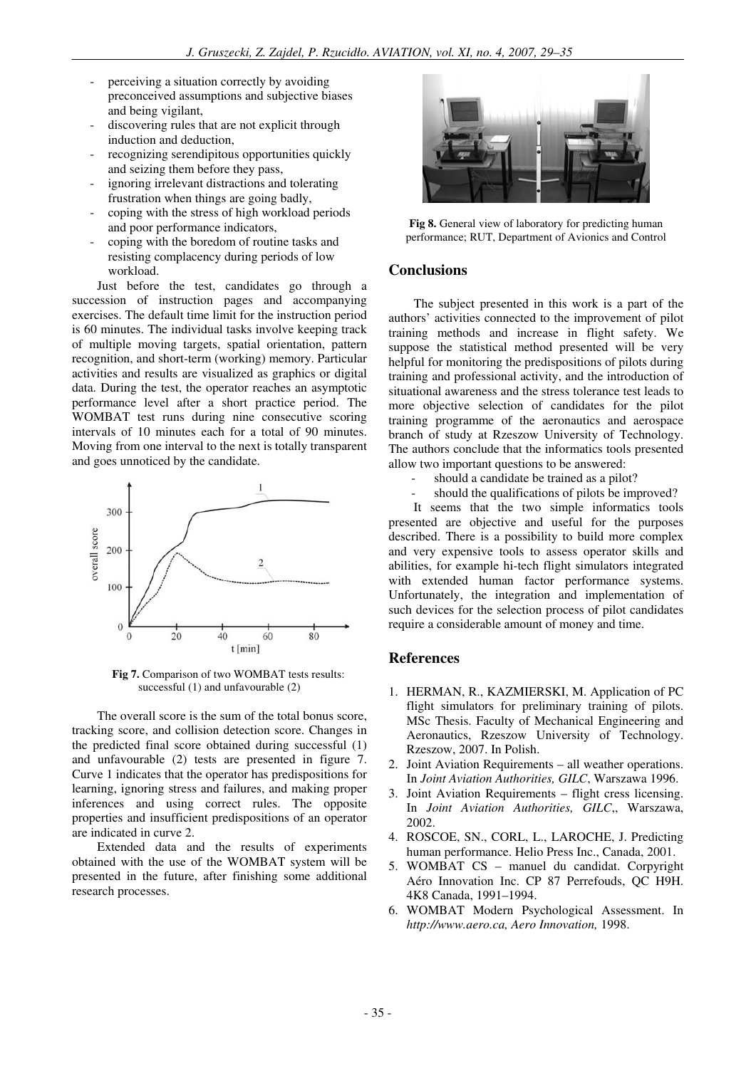- perceiving a situation correctly by avoiding preconceived assumptions and subjective biases and being vigilant,
- discovering rules that are not explicit through induction and deduction,
- recognizing serendipitous opportunities quickly and seizing them before they pass,
- ignoring irrelevant distractions and tolerating frustration when things are going badly,
- coping with the stress of high workload periods and poor performance indicators,
- coping with the boredom of routine tasks and resisting complacency during periods of low workload.

Just before the test, candidates go through a succession of instruction pages and accompanying exercises. The default time limit for the instruction period is 60 minutes. The individual tasks involve keeping track of multiple moving targets, spatial orientation, pattern recognition, and short-term (working) memory. Particular activities and results are visualized as graphics or digital data. During the test, the operator reaches an asymptotic performance level after a short practice period. The WOMBAT test runs during nine consecutive scoring intervals of 10 minutes each for a total of 90 minutes. Moving from one interval to the next is totally transparent and goes unnoticed by the candidate.

overall score
300
200
100
0
0 20 40 60 80
t [min]
1
2

**Fig 7.** Comparison of two WOMBAT tests results: successful (1) and unfavourable (2)

The overall score is the sum of the total bonus score, tracking score, and collision detection score. Changes in the predicted final score obtained during successful (1) and unfavourable (2) tests are presented in figure 7. Curve 1 indicates that the operator has predispositions for learning, ignoring stress and failures, and making proper inferences and using correct rules. The opposite properties and insufficient predispositions of an operator are indicated in curve 2.

Extended data and the results of experiments obtained with the use of the WOMBAT system will be presented in the future, after finishing some additional research processes.

**Fig 8.** General view of laboratory for predicting human performance; RUT, Department of Avionics and Control

## Conclusions

The subject presented in this work is a part of the authors' activities connected to the improvement of pilot training methods and increase in flight safety. We suppose the statistical method presented will be very helpful for monitoring the predispositions of pilots during training and professional activity, and the introduction of situational awareness and the stress tolerance test leads to more objective selection of candidates for the pilot training programme of the aeronautics and aerospace branch of study at Rzeszow University of Technology. The authors conclude that the informatics tools presented allow two important questions to be answered:

- should a candidate be trained as a pilot?
- should the qualifications of pilots be improved?

It seems that the two simple informatics tools presented are objective and useful for the purposes described. There is a possibility to build more complex and very expensive tools to assess operator skills and abilities, for example hi-tech flight simulators integrated with extended human factor performance systems. Unfortunately, the integration and implementation of such devices for the selection process of pilot candidates require a considerable amount of money and time.

## References

1. HERMAN, R., KAZMIERSKI, M. Application of PC flight simulators for preliminary training of pilots. MSc Thesis. Faculty of Mechanical Engineering and Aeronautics, Rzeszow University of Technology. Rzeszow, 2007. In Polish.
2. Joint Aviation Requirements – all weather operations. In *Joint Aviation Authorities, GILC*, Warszawa 1996.
3. Joint Aviation Requirements – flight cress licensing. In *Joint Aviation Authorities, GILC*,, Warszawa, 2002.
4. ROSCOE, SN., CORL, L., LAROCHE, J. Predicting human performance. Helio Press Inc., Canada, 2001.
5. WOMBAT CS – manuel du candidat. Corpyright Aéro Innovation Inc. CP 87 Perrefouds, QC H9H. 4K8 Canada, 1991–1994.
6. WOMBAT Modern Psychological Assessment. In *http://www.aero.ca, Aero Innovation,* 1998.